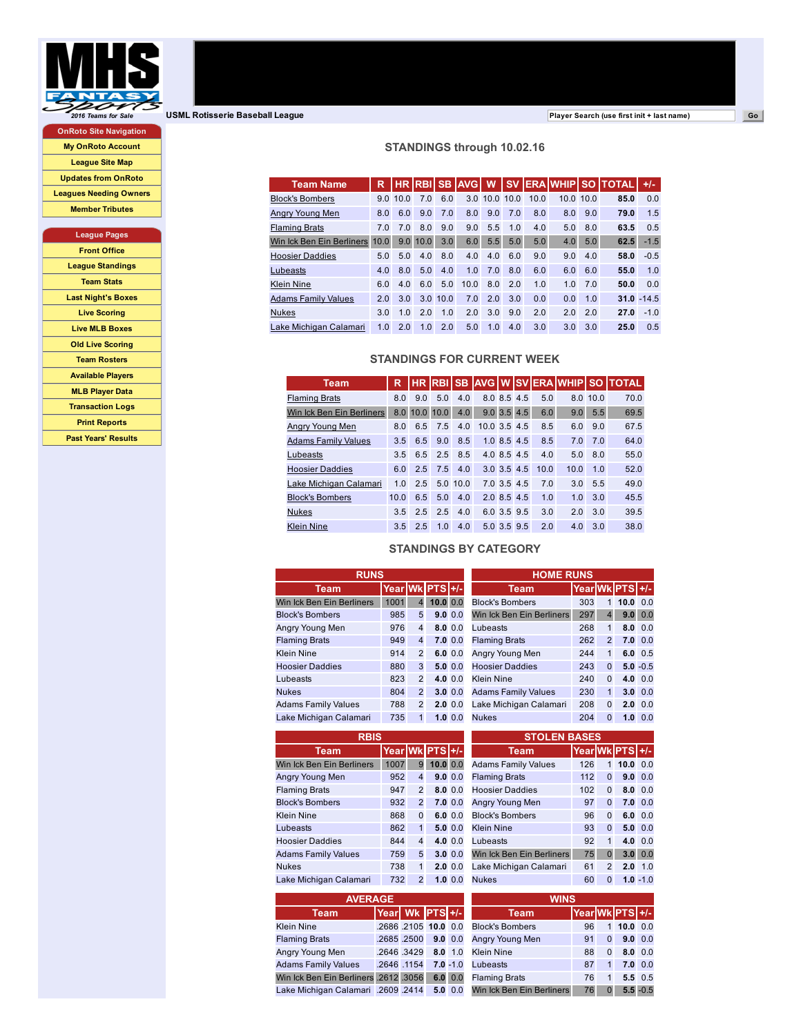MHS FANTASY Sports — 2016 Teams for Sale

USML Rotisserie Baseball League

Player Search (use first init + last name) Go

**OnRoto Site Navigation**

- My OnRoto Account
- League Site Map
- Updates from OnRoto
- Leagues Needing Owners
- Member Tributes

**League Pages**

- Front Office
- League Standings
- Team Stats
- Last Night's Boxes
- Live Scoring
- Live MLB Boxes
- Old Live Scoring
- Team Rosters
- Available Players
- MLB Player Data
- Transaction Logs
- Print Reports
- Past Years' Results

## STANDINGS through 10.02.16

| Team Name | R | HR | RBI | SB | AVG | W | SV | ERA | WHIP | SO | TOTAL | +/- |
|---|---|---|---|---|---|---|---|---|---|---|---|---|
| Block's Bombers | 9.0 | 10.0 | 7.0 | 6.0 | 3.0 | 10.0 | 10.0 | 10.0 | 10.0 | 10.0 | **85.0** | 0.0 |
| Angry Young Men | 8.0 | 6.0 | 9.0 | 7.0 | 8.0 | 9.0 | 7.0 | 8.0 | 8.0 | 9.0 | **79.0** | 1.5 |
| Flaming Brats | 7.0 | 7.0 | 8.0 | 9.0 | 9.0 | 5.5 | 1.0 | 4.0 | 5.0 | 8.0 | **63.5** | 0.5 |
| Win Ick Ben Ein Berliners | 10.0 | 9.0 | 10.0 | 3.0 | 6.0 | 5.5 | 5.0 | 5.0 | 4.0 | 5.0 | **62.5** | -1.5 |
| Hoosier Daddies | 5.0 | 5.0 | 4.0 | 8.0 | 4.0 | 4.0 | 6.0 | 9.0 | 9.0 | 4.0 | **58.0** | -0.5 |
| Lubeasts | 4.0 | 8.0 | 5.0 | 4.0 | 1.0 | 7.0 | 8.0 | 6.0 | 6.0 | 6.0 | **55.0** | 1.0 |
| Klein Nine | 6.0 | 4.0 | 6.0 | 5.0 | 10.0 | 8.0 | 2.0 | 1.0 | 1.0 | 7.0 | **50.0** | 0.0 |
| Adams Family Values | 2.0 | 3.0 | 3.0 | 10.0 | 7.0 | 2.0 | 3.0 | 0.0 | 0.0 | 1.0 | **31.0** | -14.5 |
| Nukes | 3.0 | 1.0 | 2.0 | 1.0 | 2.0 | 3.0 | 9.0 | 2.0 | 2.0 | 2.0 | **27.0** | -1.0 |
| Lake Michigan Calamari | 1.0 | 2.0 | 1.0 | 2.0 | 5.0 | 1.0 | 4.0 | 3.0 | 3.0 | 3.0 | **25.0** | 0.5 |

## STANDINGS FOR CURRENT WEEK

| Team | R | HR | RBI | SB | AVG | W | SV | ERA | WHIP | SO | TOTAL |
|---|---|---|---|---|---|---|---|---|---|---|---|
| Flaming Brats | 8.0 | 9.0 | 5.0 | 4.0 | 8.0 | 8.5 | 4.5 | 5.0 | 8.0 | 10.0 | 70.0 |
| Win Ick Ben Ein Berliners | 8.0 | 10.0 | 10.0 | 4.0 | 9.0 | 3.5 | 4.5 | 6.0 | 9.0 | 5.5 | 69.5 |
| Angry Young Men | 8.0 | 6.5 | 7.5 | 4.0 | 10.0 | 3.5 | 4.5 | 8.5 | 6.0 | 9.0 | 67.5 |
| Adams Family Values | 3.5 | 6.5 | 9.0 | 8.5 | 1.0 | 8.5 | 4.5 | 8.5 | 7.0 | 7.0 | 64.0 |
| Lubeasts | 3.5 | 6.5 | 2.5 | 8.5 | 4.0 | 8.5 | 4.5 | 4.0 | 5.0 | 8.0 | 55.0 |
| Hoosier Daddies | 6.0 | 2.5 | 7.5 | 4.0 | 3.0 | 3.5 | 4.5 | 10.0 | 10.0 | 1.0 | 52.0 |
| Lake Michigan Calamari | 1.0 | 2.5 | 5.0 | 10.0 | 7.0 | 3.5 | 4.5 | 7.0 | 3.0 | 5.5 | 49.0 |
| Block's Bombers | 10.0 | 6.5 | 5.0 | 4.0 | 2.0 | 8.5 | 4.5 | 1.0 | 1.0 | 3.0 | 45.5 |
| Nukes | 3.5 | 2.5 | 2.5 | 4.0 | 6.0 | 3.5 | 9.5 | 3.0 | 2.0 | 3.0 | 39.5 |
| Klein Nine | 3.5 | 2.5 | 1.0 | 4.0 | 5.0 | 3.5 | 9.5 | 2.0 | 4.0 | 3.0 | 38.0 |

## STANDINGS BY CATEGORY

### RUNS

| Team | Year | Wk | PTS | +/- |
|---|---|---|---|---|
| Win Ick Ben Ein Berliners | 1001 | 4 | **10.0** | 0.0 |
| Block's Bombers | 985 | 5 | **9.0** | 0.0 |
| Angry Young Men | 976 | 4 | **8.0** | 0.0 |
| Flaming Brats | 949 | 4 | **7.0** | 0.0 |
| Klein Nine | 914 | 2 | **6.0** | 0.0 |
| Hoosier Daddies | 880 | 3 | **5.0** | 0.0 |
| Lubeasts | 823 | 2 | **4.0** | 0.0 |
| Nukes | 804 | 2 | **3.0** | 0.0 |
| Adams Family Values | 788 | 2 | **2.0** | 0.0 |
| Lake Michigan Calamari | 735 | 1 | **1.0** | 0.0 |

### HOME RUNS

| Team | Year | Wk | PTS | +/- |
|---|---|---|---|---|
| Block's Bombers | 303 | 1 | **10.0** | 0.0 |
| Win Ick Ben Ein Berliners | 297 | 4 | **9.0** | 0.0 |
| Lubeasts | 268 | 1 | **8.0** | 0.0 |
| Flaming Brats | 262 | 2 | **7.0** | 0.0 |
| Angry Young Men | 244 | 1 | **6.0** | 0.5 |
| Hoosier Daddies | 243 | 0 | **5.0** | -0.5 |
| Klein Nine | 240 | 0 | **4.0** | 0.0 |
| Adams Family Values | 230 | 1 | **3.0** | 0.0 |
| Lake Michigan Calamari | 208 | 0 | **2.0** | 0.0 |
| Nukes | 204 | 0 | **1.0** | 0.0 |

### RBIS

| Team | Year | Wk | PTS | +/- |
|---|---|---|---|---|
| Win Ick Ben Ein Berliners | 1007 | 9 | **10.0** | 0.0 |
| Angry Young Men | 952 | 4 | **9.0** | 0.0 |
| Flaming Brats | 947 | 2 | **8.0** | 0.0 |
| Block's Bombers | 932 | 2 | **7.0** | 0.0 |
| Klein Nine | 868 | 0 | **6.0** | 0.0 |
| Lubeasts | 862 | 1 | **5.0** | 0.0 |
| Hoosier Daddies | 844 | 4 | **4.0** | 0.0 |
| Adams Family Values | 759 | 5 | **3.0** | 0.0 |
| Nukes | 738 | 1 | **2.0** | 0.0 |
| Lake Michigan Calamari | 732 | 2 | **1.0** | 0.0 |

### STOLEN BASES

| Team | Year | Wk | PTS | +/- |
|---|---|---|---|---|
| Adams Family Values | 126 | 1 | **10.0** | 0.0 |
| Flaming Brats | 112 | 0 | **9.0** | 0.0 |
| Hoosier Daddies | 102 | 0 | **8.0** | 0.0 |
| Angry Young Men | 97 | 0 | **7.0** | 0.0 |
| Block's Bombers | 96 | 0 | **6.0** | 0.0 |
| Klein Nine | 93 | 0 | **5.0** | 0.0 |
| Lubeasts | 92 | 1 | **4.0** | 0.0 |
| Win Ick Ben Ein Berliners | 75 | 0 | **3.0** | 0.0 |
| Lake Michigan Calamari | 61 | 2 | **2.0** | 1.0 |
| Nukes | 60 | 0 | **1.0** | -1.0 |

### AVERAGE

| Team | Year | Wk | PTS | +/- |
|---|---|---|---|---|
| Klein Nine | .2686 | .2105 | **10.0** | 0.0 |
| Flaming Brats | .2685 | .2500 | **9.0** | 0.0 |
| Angry Young Men | .2646 | .3429 | **8.0** | 1.0 |
| Adams Family Values | .2646 | .1154 | **7.0** | -1.0 |
| Win Ick Ben Ein Berliners | .2612 | .3056 | **6.0** | 0.0 |
| Lake Michigan Calamari | .2609 | .2414 | **5.0** | 0.0 |

### WINS

| Team | Year | Wk | PTS | +/- |
|---|---|---|---|---|
| Block's Bombers | 96 | 1 | **10.0** | 0.0 |
| Angry Young Men | 91 | 0 | **9.0** | 0.0 |
| Klein Nine | 88 | 0 | **8.0** | 0.0 |
| Lubeasts | 87 | 1 | **7.0** | 0.0 |
| Flaming Brats | 76 | 1 | **5.5** | 0.5 |
| Win Ick Ben Ein Berliners | 76 | 0 | **5.5** | -0.5 |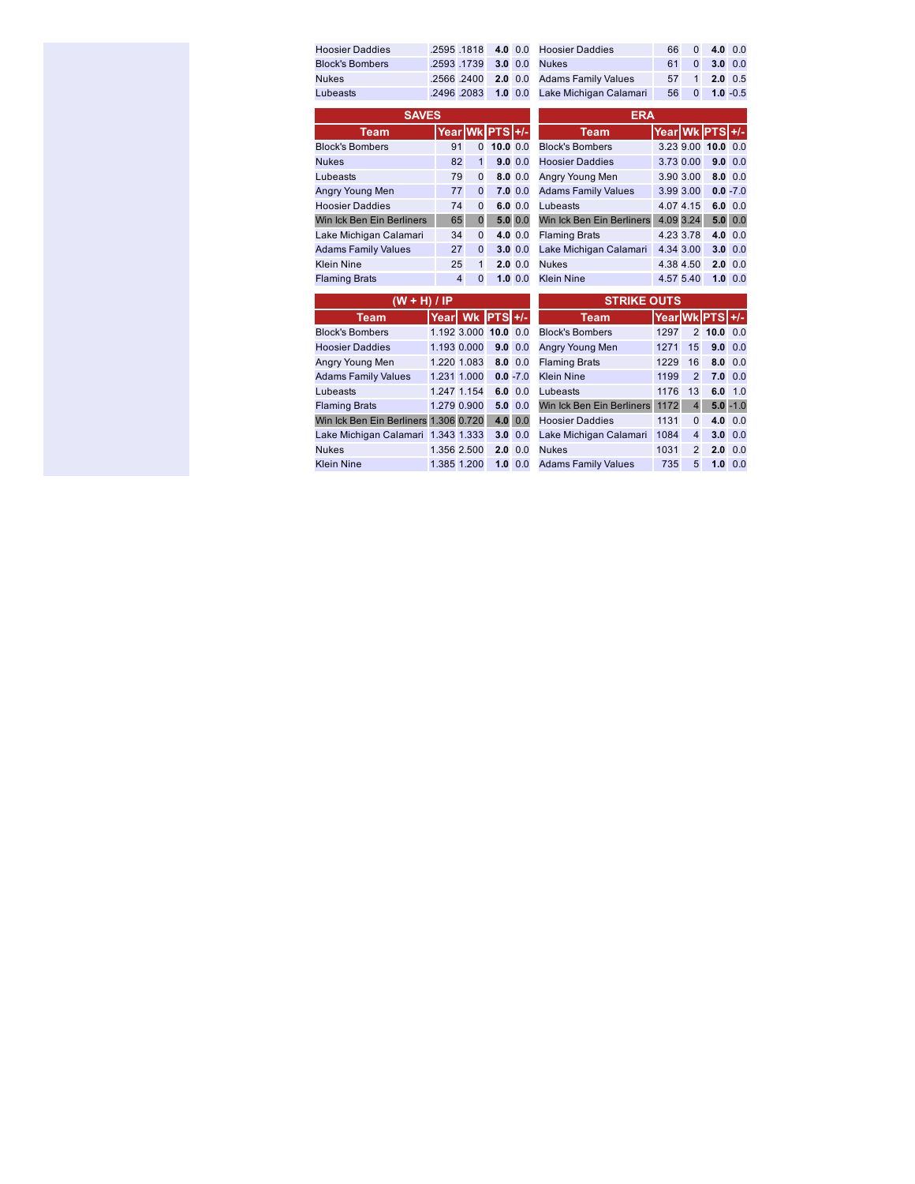| | | | | |
|---|---|---|---|---|
| Hoosier Daddies | .2595 | .1818 | **4.0** | 0.0 |
| Block's Bombers | .2593 | .1739 | **3.0** | 0.0 |
| Nukes | .2566 | .2400 | **2.0** | 0.0 |
| Lubeasts | .2496 | .2083 | **1.0** | 0.0 |

| | | | | |
|---|---|---|---|---|
| Hoosier Daddies | 66 | 0 | **4.0** | 0.0 |
| Nukes | 61 | 0 | **3.0** | 0.0 |
| Adams Family Values | 57 | 1 | **2.0** | 0.5 |
| Lake Michigan Calamari | 56 | 0 | **1.0** | -0.5 |

## SAVES

| Team | Year | Wk | PTS | +/- |
|---|---|---|---|---|
| Block's Bombers | 91 | 0 | **10.0** | 0.0 |
| Nukes | 82 | 1 | **9.0** | 0.0 |
| Lubeasts | 79 | 0 | **8.0** | 0.0 |
| Angry Young Men | 77 | 0 | **7.0** | 0.0 |
| Hoosier Daddies | 74 | 0 | **6.0** | 0.0 |
| Win Ick Ben Ein Berliners | 65 | 0 | **5.0** | 0.0 |
| Lake Michigan Calamari | 34 | 0 | **4.0** | 0.0 |
| Adams Family Values | 27 | 0 | **3.0** | 0.0 |
| Klein Nine | 25 | 1 | **2.0** | 0.0 |
| Flaming Brats | 4 | 0 | **1.0** | 0.0 |

## ERA

| Team | Year | Wk | PTS | +/- |
|---|---|---|---|---|
| Block's Bombers | 3.23 | 9.00 | **10.0** | 0.0 |
| Hoosier Daddies | 3.73 | 0.00 | **9.0** | 0.0 |
| Angry Young Men | 3.90 | 3.00 | **8.0** | 0.0 |
| Adams Family Values | 3.99 | 3.00 | **0.0** | -7.0 |
| Lubeasts | 4.07 | 4.15 | **6.0** | 0.0 |
| Win Ick Ben Ein Berliners | 4.09 | 3.24 | **5.0** | 0.0 |
| Flaming Brats | 4.23 | 3.78 | **4.0** | 0.0 |
| Lake Michigan Calamari | 4.34 | 3.00 | **3.0** | 0.0 |
| Nukes | 4.38 | 4.50 | **2.0** | 0.0 |
| Klein Nine | 4.57 | 5.40 | **1.0** | 0.0 |

## (W + H) / IP

| Team | Year | Wk | PTS | +/- |
|---|---|---|---|---|
| Block's Bombers | 1.192 | 3.000 | **10.0** | 0.0 |
| Hoosier Daddies | 1.193 | 0.000 | **9.0** | 0.0 |
| Angry Young Men | 1.220 | 1.083 | **8.0** | 0.0 |
| Adams Family Values | 1.231 | 1.000 | **0.0** | -7.0 |
| Lubeasts | 1.247 | 1.154 | **6.0** | 0.0 |
| Flaming Brats | 1.279 | 0.900 | **5.0** | 0.0 |
| Win Ick Ben Ein Berliners | 1.306 | 0.720 | **4.0** | 0.0 |
| Lake Michigan Calamari | 1.343 | 1.333 | **3.0** | 0.0 |
| Nukes | 1.356 | 2.500 | **2.0** | 0.0 |
| Klein Nine | 1.385 | 1.200 | **1.0** | 0.0 |

## STRIKE OUTS

| Team | Year | Wk | PTS | +/- |
|---|---|---|---|---|
| Block's Bombers | 1297 | 2 | **10.0** | 0.0 |
| Angry Young Men | 1271 | 15 | **9.0** | 0.0 |
| Flaming Brats | 1229 | 16 | **8.0** | 0.0 |
| Klein Nine | 1199 | 2 | **7.0** | 0.0 |
| Lubeasts | 1176 | 13 | **6.0** | 1.0 |
| Win Ick Ben Ein Berliners | 1172 | 4 | **5.0** | -1.0 |
| Hoosier Daddies | 1131 | 0 | **4.0** | 0.0 |
| Lake Michigan Calamari | 1084 | 4 | **3.0** | 0.0 |
| Nukes | 1031 | 2 | **2.0** | 0.0 |
| Adams Family Values | 735 | 5 | **1.0** | 0.0 |